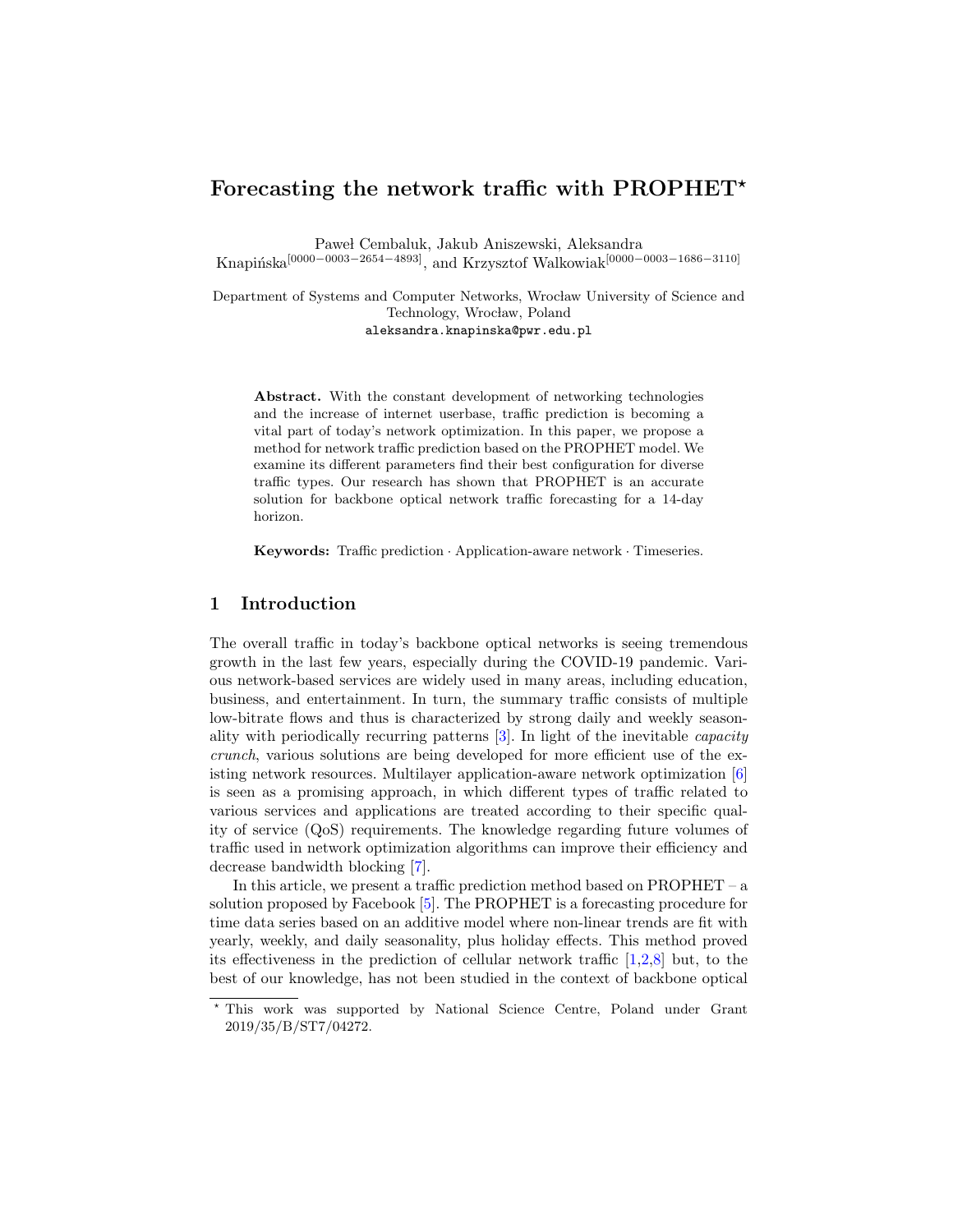# Forecasting the network traffic with PROPHET*

Paweł Cembaluk, Jakub Aniszewski, Aleksandra Knapińska[0000−0003−2654−4893], and Krzysztof Walkowiak[0000−0003−1686−3110]

Department of Systems and Computer Networks, Wrocław University of Science and Technology, Wrocław, Poland
aleksandra.knapinska@pwr.edu.pl

**Abstract.** With the constant development of networking technologies and the increase of internet userbase, traffic prediction is becoming a vital part of today's network optimization. In this paper, we propose a method for network traffic prediction based on the PROPHET model. We examine its different parameters find their best configuration for diverse traffic types. Our research has shown that PROPHET is an accurate solution for backbone optical network traffic forecasting for a 14-day horizon.

**Keywords:** Traffic prediction · Application-aware network · Timeseries.

## 1 Introduction

The overall traffic in today's backbone optical networks is seeing tremendous growth in the last few years, especially during the COVID-19 pandemic. Various network-based services are widely used in many areas, including education, business, and entertainment. In turn, the summary traffic consists of multiple low-bitrate flows and thus is characterized by strong daily and weekly seasonality with periodically recurring patterns [3]. In light of the inevitable *capacity crunch*, various solutions are being developed for more efficient use of the existing network resources. Multilayer application-aware network optimization [6] is seen as a promising approach, in which different types of traffic related to various services and applications are treated according to their specific quality of service (QoS) requirements. The knowledge regarding future volumes of traffic used in network optimization algorithms can improve their efficiency and decrease bandwidth blocking [7].

In this article, we present a traffic prediction method based on PROPHET – a solution proposed by Facebook [5]. The PROPHET is a forecasting procedure for time data series based on an additive model where non-linear trends are fit with yearly, weekly, and daily seasonality, plus holiday effects. This method proved its effectiveness in the prediction of cellular network traffic [1,2,8] but, to the best of our knowledge, has not been studied in the context of backbone optical

* This work was supported by National Science Centre, Poland under Grant 2019/35/B/ST7/04272.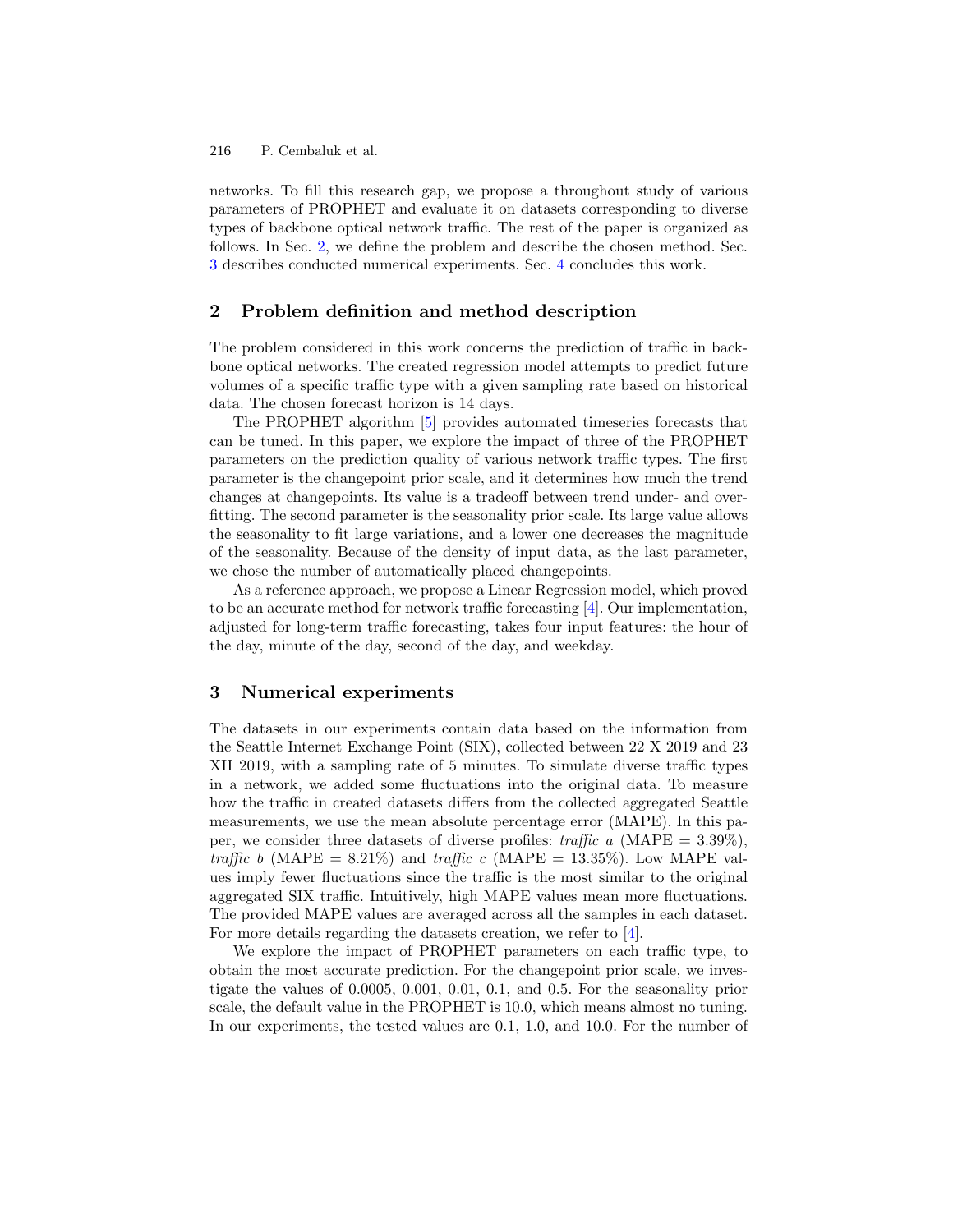networks. To fill this research gap, we propose a throughout study of various parameters of PROPHET and evaluate it on datasets corresponding to diverse types of backbone optical network traffic. The rest of the paper is organized as follows. In Sec. 2, we define the problem and describe the chosen method. Sec. 3 describes conducted numerical experiments. Sec. 4 concludes this work.

## 2 Problem definition and method description

The problem considered in this work concerns the prediction of traffic in backbone optical networks. The created regression model attempts to predict future volumes of a specific traffic type with a given sampling rate based on historical data. The chosen forecast horizon is 14 days.

The PROPHET algorithm [5] provides automated timeseries forecasts that can be tuned. In this paper, we explore the impact of three of the PROPHET parameters on the prediction quality of various network traffic types. The first parameter is the changepoint prior scale, and it determines how much the trend changes at changepoints. Its value is a tradeoff between trend under- and overfitting. The second parameter is the seasonality prior scale. Its large value allows the seasonality to fit large variations, and a lower one decreases the magnitude of the seasonality. Because of the density of input data, as the last parameter, we chose the number of automatically placed changepoints.

As a reference approach, we propose a Linear Regression model, which proved to be an accurate method for network traffic forecasting [4]. Our implementation, adjusted for long-term traffic forecasting, takes four input features: the hour of the day, minute of the day, second of the day, and weekday.

## 3 Numerical experiments

The datasets in our experiments contain data based on the information from the Seattle Internet Exchange Point (SIX), collected between 22 X 2019 and 23 XII 2019, with a sampling rate of 5 minutes. To simulate diverse traffic types in a network, we added some fluctuations into the original data. To measure how the traffic in created datasets differs from the collected aggregated Seattle measurements, we use the mean absolute percentage error (MAPE). In this paper, we consider three datasets of diverse profiles: *traffic a* (MAPE = 3.39%), *traffic b* (MAPE = 8.21%) and *traffic c* (MAPE = 13.35%). Low MAPE values imply fewer fluctuations since the traffic is the most similar to the original aggregated SIX traffic. Intuitively, high MAPE values mean more fluctuations. The provided MAPE values are averaged across all the samples in each dataset. For more details regarding the datasets creation, we refer to [4].

We explore the impact of PROPHET parameters on each traffic type, to obtain the most accurate prediction. For the changepoint prior scale, we investigate the values of 0.0005, 0.001, 0.01, 0.1, and 0.5. For the seasonality prior scale, the default value in the PROPHET is 10.0, which means almost no tuning. In our experiments, the tested values are 0.1, 1.0, and 10.0. For the number of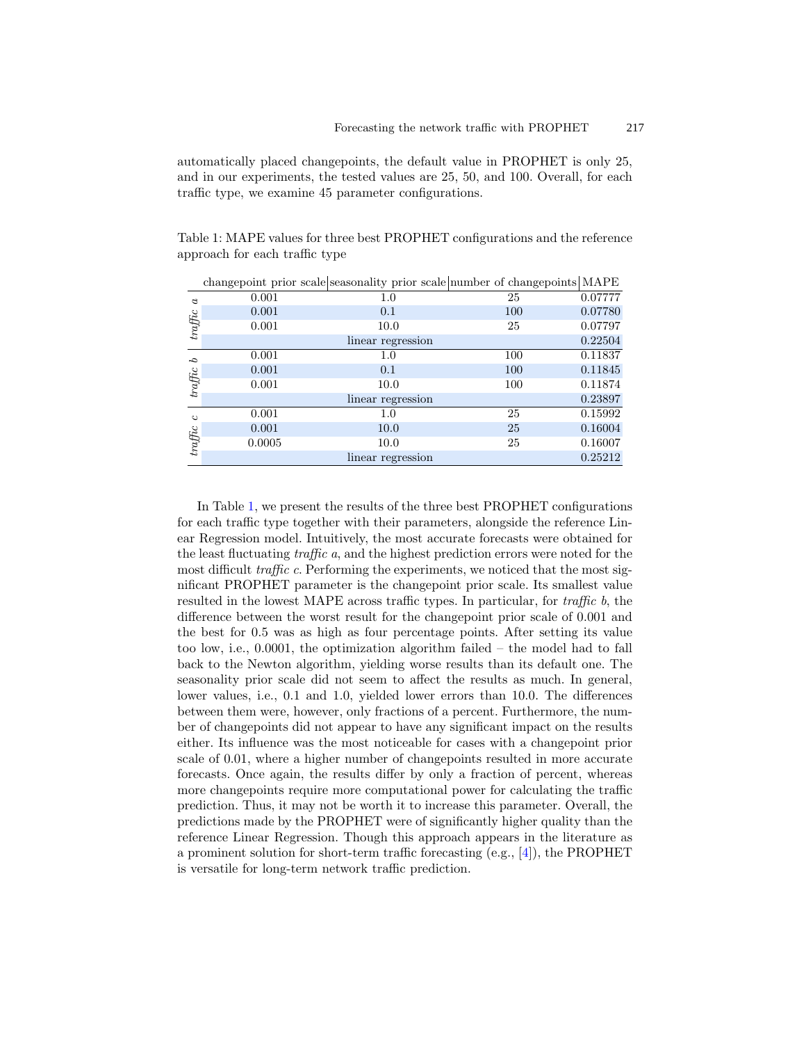automatically placed changepoints, the default value in PROPHET is only 25, and in our experiments, the tested values are 25, 50, and 100. Overall, for each traffic type, we examine 45 parameter configurations.

Table 1: MAPE values for three best PROPHET configurations and the reference approach for each traffic type

| | changepoint prior scale | seasonality prior scale | number of changepoints | MAPE |
|---|---|---|---|---|
| *traffic a* | 0.001 | 1.0 | 25 | 0.07777 |
| | 0.001 | 0.1 | 100 | 0.07780 |
| | 0.001 | 10.0 | 25 | 0.07797 |
| | | linear regression | | 0.22504 |
| *traffic b* | 0.001 | 1.0 | 100 | 0.11837 |
| | 0.001 | 0.1 | 100 | 0.11845 |
| | 0.001 | 10.0 | 100 | 0.11874 |
| | | linear regression | | 0.23897 |
| *traffic c* | 0.001 | 1.0 | 25 | 0.15992 |
| | 0.001 | 10.0 | 25 | 0.16004 |
| | 0.0005 | 10.0 | 25 | 0.16007 |
| | | linear regression | | 0.25212 |

In Table 1, we present the results of the three best PROPHET configurations for each traffic type together with their parameters, alongside the reference Linear Regression model. Intuitively, the most accurate forecasts were obtained for the least fluctuating *traffic a*, and the highest prediction errors were noted for the most difficult *traffic c*. Performing the experiments, we noticed that the most significant PROPHET parameter is the changepoint prior scale. Its smallest value resulted in the lowest MAPE across traffic types. In particular, for *traffic b*, the difference between the worst result for the changepoint prior scale of 0.001 and the best for 0.5 was as high as four percentage points. After setting its value too low, i.e., 0.0001, the optimization algorithm failed – the model had to fall back to the Newton algorithm, yielding worse results than its default one. The seasonality prior scale did not seem to affect the results as much. In general, lower values, i.e., 0.1 and 1.0, yielded lower errors than 10.0. The differences between them were, however, only fractions of a percent. Furthermore, the number of changepoints did not appear to have any significant impact on the results either. Its influence was the most noticeable for cases with a changepoint prior scale of 0.01, where a higher number of changepoints resulted in more accurate forecasts. Once again, the results differ by only a fraction of percent, whereas more changepoints require more computational power for calculating the traffic prediction. Thus, it may not be worth it to increase this parameter. Overall, the predictions made by the PROPHET were of significantly higher quality than the reference Linear Regression. Though this approach appears in the literature as a prominent solution for short-term traffic forecasting (e.g., [4]), the PROPHET is versatile for long-term network traffic prediction.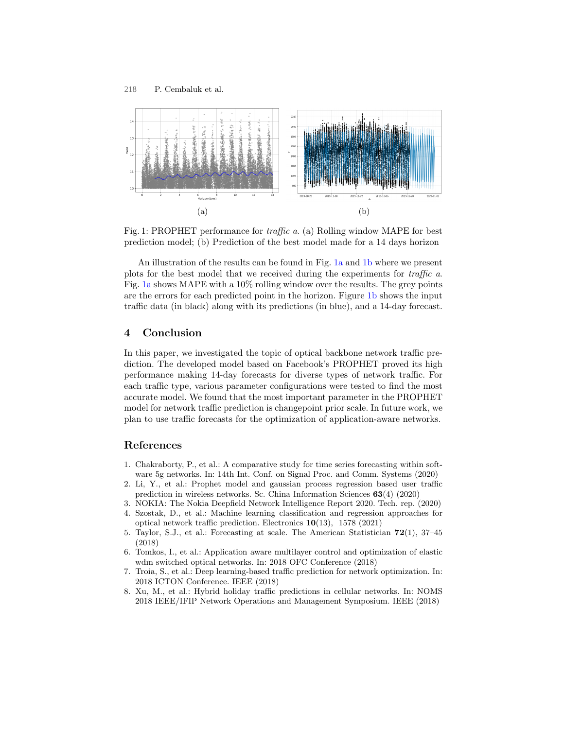(a)

(b)

Fig. 1: PROPHET performance for *traffic a*. (a) Rolling window MAPE for best prediction model; (b) Prediction of the best model made for a 14 days horizon

An illustration of the results can be found in Fig. 1a and 1b where we present plots for the best model that we received during the experiments for *traffic a*. Fig. 1a shows MAPE with a 10% rolling window over the results. The grey points are the errors for each predicted point in the horizon. Figure 1b shows the input traffic data (in black) along with its predictions (in blue), and a 14-day forecast.

## 4 Conclusion

In this paper, we investigated the topic of optical backbone network traffic prediction. The developed model based on Facebook's PROPHET proved its high performance making 14-day forecasts for diverse types of network traffic. For each traffic type, various parameter configurations were tested to find the most accurate model. We found that the most important parameter in the PROPHET model for network traffic prediction is changepoint prior scale. In future work, we plan to use traffic forecasts for the optimization of application-aware networks.

## References

1. Chakraborty, P., et al.: A comparative study for time series forecasting within software 5g networks. In: 14th Int. Conf. on Signal Proc. and Comm. Systems (2020)
2. Li, Y., et al.: Prophet model and gaussian process regression based user traffic prediction in wireless networks. Sc. China Information Sciences **63**(4) (2020)
3. NOKIA: The Nokia Deepfield Network Intelligence Report 2020. Tech. rep. (2020)
4. Szostak, D., et al.: Machine learning classification and regression approaches for optical network traffic prediction. Electronics **10**(13), 1578 (2021)
5. Taylor, S.J., et al.: Forecasting at scale. The American Statistician **72**(1), 37–45 (2018)
6. Tomkos, I., et al.: Application aware multilayer control and optimization of elastic wdm switched optical networks. In: 2018 OFC Conference (2018)
7. Troia, S., et al.: Deep learning-based traffic prediction for network optimization. In: 2018 ICTON Conference. IEEE (2018)
8. Xu, M., et al.: Hybrid holiday traffic predictions in cellular networks. In: NOMS 2018 IEEE/IFIP Network Operations and Management Symposium. IEEE (2018)